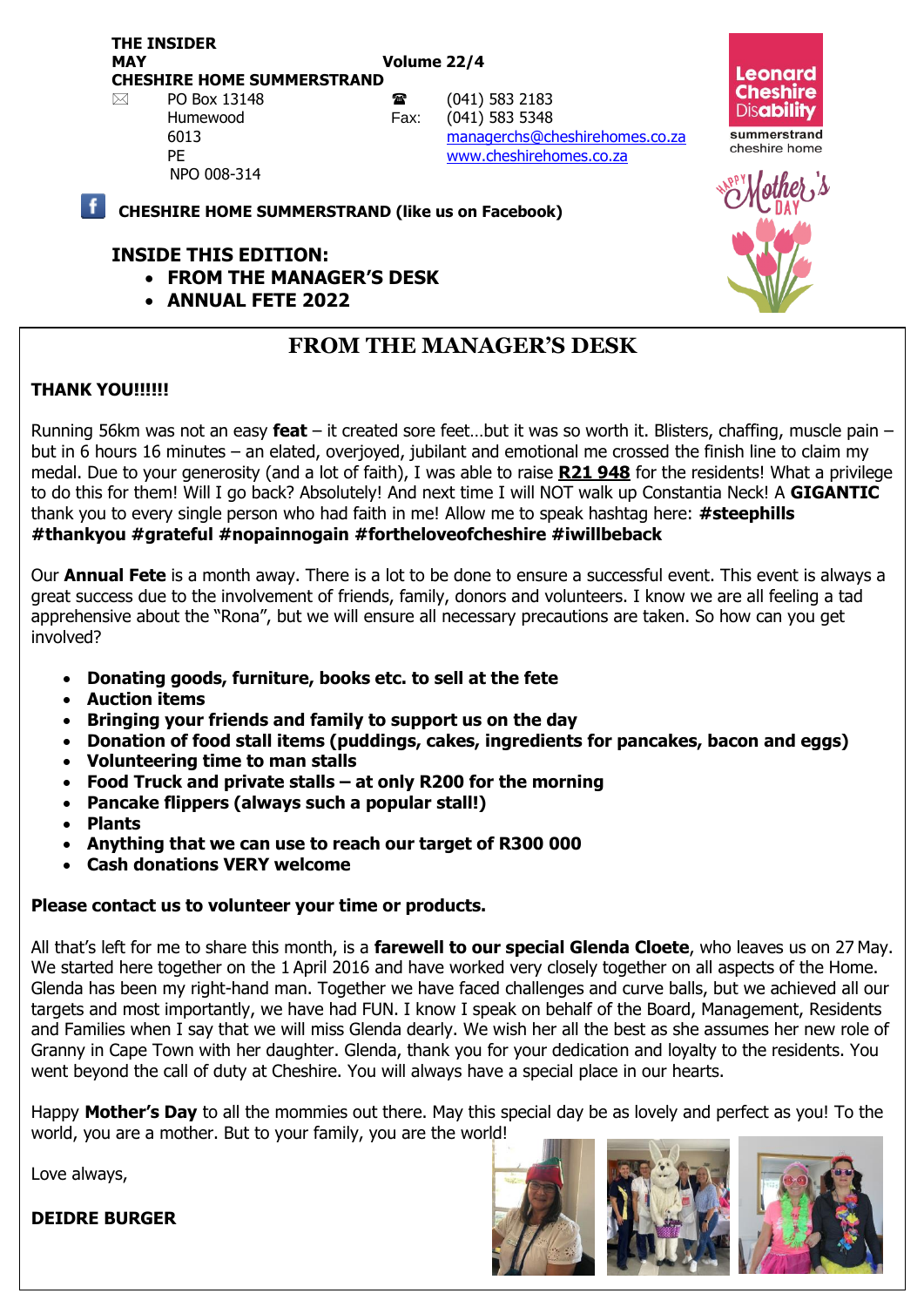**THE INSIDER**
**MAY** **Volume 22/4**
**CHESHIRE HOME SUMMERSTRAND**

PO Box 13148
Humewood
6013
PE
NPO 008-314

☎ (041) 583 2183
Fax: (041) 583 5348
managerchs@cheshirehomes.co.za
www.cheshirehomes.co.za

Leonard Cheshire Disability
summerstrand cheshire home

Happy Mother's Day

**CHESHIRE HOME SUMMERSTRAND (like us on Facebook)**

**INSIDE THIS EDITION:**

- **FROM THE MANAGER'S DESK**
- **ANNUAL FETE 2022**

## FROM THE MANAGER'S DESK

**THANK YOU!!!!!!**

Running 56km was not an easy **feat** – it created sore feet…but it was so worth it. Blisters, chaffing, muscle pain – but in 6 hours 16 minutes – an elated, overjoyed, jubilant and emotional me crossed the finish line to claim my medal. Due to your generosity (and a lot of faith), I was able to raise **R21 948** for the residents! What a privilege to do this for them! Will I go back? Absolutely! And next time I will NOT walk up Constantia Neck! A **GIGANTIC** thank you to every single person who had faith in me! Allow me to speak hashtag here: **#steephills #thankyou #grateful #nopainnogain #fortheloveofcheshire #iwillbeback**

Our **Annual Fete** is a month away. There is a lot to be done to ensure a successful event. This event is always a great success due to the involvement of friends, family, donors and volunteers. I know we are all feeling a tad apprehensive about the "Rona", but we will ensure all necessary precautions are taken. So how can you get involved?

- **Donating goods, furniture, books etc. to sell at the fete**
- **Auction items**
- **Bringing your friends and family to support us on the day**
- **Donation of food stall items (puddings, cakes, ingredients for pancakes, bacon and eggs)**
- **Volunteering time to man stalls**
- **Food Truck and private stalls – at only R200 for the morning**
- **Pancake flippers (always such a popular stall!)**
- **Plants**
- **Anything that we can use to reach our target of R300 000**
- **Cash donations VERY welcome**

**Please contact us to volunteer your time or products.**

All that's left for me to share this month, is a **farewell to our special Glenda Cloete**, who leaves us on 27 May. We started here together on the 1 April 2016 and have worked very closely together on all aspects of the Home. Glenda has been my right-hand man. Together we have faced challenges and curve balls, but we achieved all our targets and most importantly, we have had FUN. I know I speak on behalf of the Board, Management, Residents and Families when I say that we will miss Glenda dearly. We wish her all the best as she assumes her new role of Granny in Cape Town with her daughter. Glenda, thank you for your dedication and loyalty to the residents. You went beyond the call of duty at Cheshire. You will always have a special place in our hearts.

Happy **Mother's Day** to all the mommies out there. May this special day be as lovely and perfect as you! To the world, you are a mother. But to your family, you are the world!

Love always,

**DEIDRE BURGER**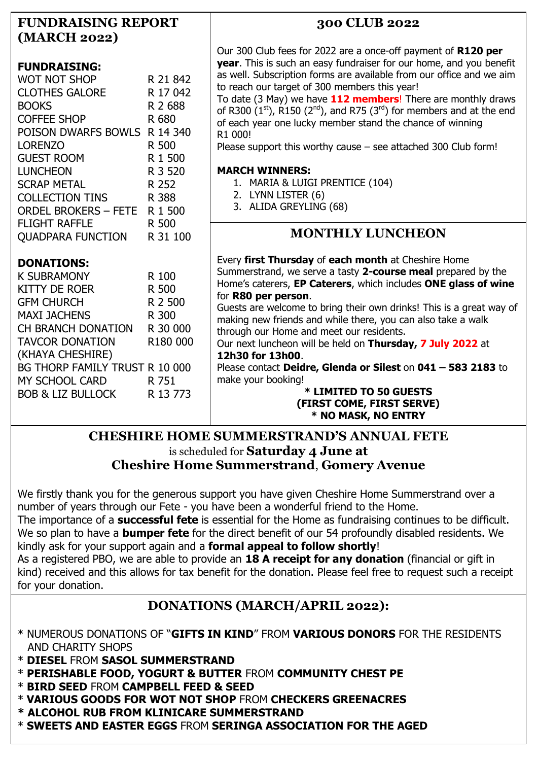## FUNDRAISING REPORT (MARCH 2022)

### FUNDRAISING:

| | |
|---|---|
| WOT NOT SHOP | R 21 842 |
| CLOTHES GALORE | R 17 042 |
| BOOKS | R 2 688 |
| COFFEE SHOP | R 680 |
| POISON DWARFS BOWLS | R 14 340 |
| LORENZO | R 500 |
| GUEST ROOM | R 1 500 |
| LUNCHEON | R 3 520 |
| SCRAP METAL | R 252 |
| COLLECTION TINS | R 388 |
| ORDEL BROKERS – FETE | R 1 500 |
| FLIGHT RAFFLE | R 500 |
| QUADPARA FUNCTION | R 31 100 |

### DONATIONS:

| | |
|---|---|
| K SUBRAMONY | R 100 |
| KITTY DE ROER | R 500 |
| GFM CHURCH | R 2 500 |
| MAXI JACHENS | R 300 |
| CH BRANCH DONATION | R 30 000 |
| TAVCOR DONATION (KHAYA CHESHIRE) | R180 000 |
| BG THORP FAMILY TRUST | R 10 000 |
| MY SCHOOL CARD | R 751 |
| BOB & LIZ BULLOCK | R 13 773 |

## 300 CLUB 2022

Our 300 Club fees for 2022 are a once-off payment of **R120 per year**. This is such an easy fundraiser for our home, and you benefit as well. Subscription forms are available from our office and we aim to reach our target of 300 members this year!

To date (3 May) we have **112 members**! There are monthly draws of R300 (1st), R150 (2nd), and R75 (3rd) for members and at the end of each year one lucky member stand the chance of winning R1 000!

Please support this worthy cause – see attached 300 Club form!

**MARCH WINNERS:**

1. MARIA & LUIGI PRENTICE (104)
2. LYNN LISTER (6)
3. ALIDA GREYLING (68)

## MONTHLY LUNCHEON

Every **first Thursday** of **each month** at Cheshire Home Summerstrand, we serve a tasty **2-course meal** prepared by the Home's caterers, **EP Caterers**, which includes **ONE glass of wine** for **R80 per person**.

Guests are welcome to bring their own drinks! This is a great way of making new friends and while there, you can also take a walk through our Home and meet our residents.

Our next luncheon will be held on **Thursday, 7 July 2022** at **12h30 for 13h00**.

Please contact **Deidre, Glenda or Silest** on **041 – 583 2183** to make your booking!

**\* LIMITED TO 50 GUESTS**
**(FIRST COME, FIRST SERVE)**
**\* NO MASK, NO ENTRY**

## CHESHIRE HOME SUMMERSTRAND'S ANNUAL FETE

is scheduled for **Saturday 4 June at Cheshire Home Summerstrand**, **Gomery Avenue**

We firstly thank you for the generous support you have given Cheshire Home Summerstrand over a number of years through our Fete - you have been a wonderful friend to the Home.

The importance of a **successful fete** is essential for the Home as fundraising continues to be difficult. We so plan to have a **bumper fete** for the direct benefit of our 54 profoundly disabled residents. We kindly ask for your support again and a **formal appeal to follow shortly**!

As a registered PBO, we are able to provide an **18 A receipt for any donation** (financial or gift in kind) received and this allows for tax benefit for the donation. Please feel free to request such a receipt for your donation.

## DONATIONS (MARCH/APRIL 2022):

* NUMEROUS DONATIONS OF "**GIFTS IN KIND**" FROM **VARIOUS DONORS** FOR THE RESIDENTS AND CHARITY SHOPS
* **DIESEL** FROM **SASOL SUMMERSTRAND**
* **PERISHABLE FOOD, YOGURT & BUTTER** FROM **COMMUNITY CHEST PE**
* **BIRD SEED** FROM **CAMPBELL FEED & SEED**
* **VARIOUS GOODS FOR WOT NOT SHOP** FROM **CHECKERS GREENACRES**
* **ALCOHOL RUB FROM KLINICARE SUMMERSTRAND**
* **SWEETS AND EASTER EGGS** FROM **SERINGA ASSOCIATION FOR THE AGED**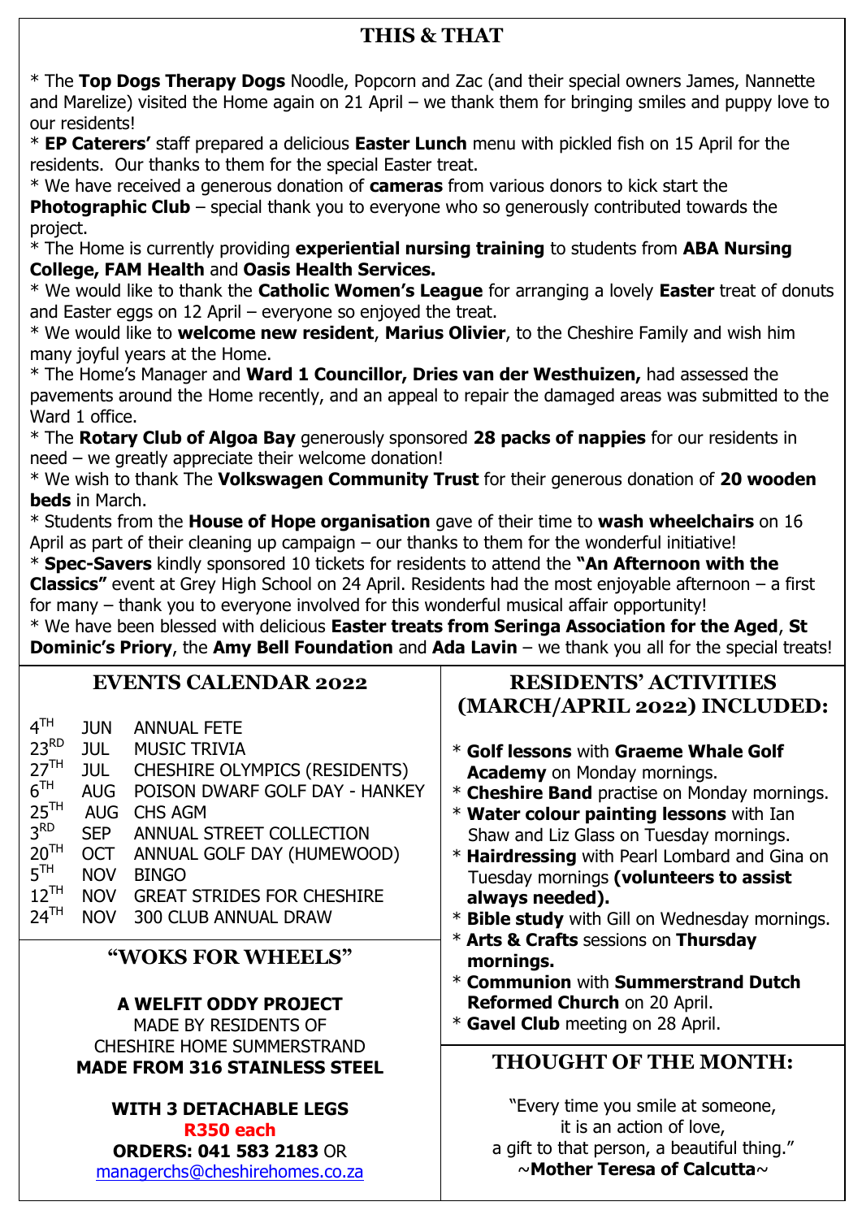## THIS & THAT

* The **Top Dogs Therapy Dogs** Noodle, Popcorn and Zac (and their special owners James, Nannette and Marelize) visited the Home again on 21 April – we thank them for bringing smiles and puppy love to our residents!
* **EP Caterers'** staff prepared a delicious **Easter Lunch** menu with pickled fish on 15 April for the residents. Our thanks to them for the special Easter treat.
* We have received a generous donation of **cameras** from various donors to kick start the **Photographic Club** – special thank you to everyone who so generously contributed towards the project.
* The Home is currently providing **experiential nursing training** to students from **ABA Nursing College, FAM Health** and **Oasis Health Services.**
* We would like to thank the **Catholic Women's League** for arranging a lovely **Easter** treat of donuts and Easter eggs on 12 April – everyone so enjoyed the treat.
* We would like to **welcome new resident**, **Marius Olivier**, to the Cheshire Family and wish him many joyful years at the Home.
* The Home's Manager and **Ward 1 Councillor, Dries van der Westhuizen,** had assessed the pavements around the Home recently, and an appeal to repair the damaged areas was submitted to the Ward 1 office.
* The **Rotary Club of Algoa Bay** generously sponsored **28 packs of nappies** for our residents in need – we greatly appreciate their welcome donation!
* We wish to thank The **Volkswagen Community Trust** for their generous donation of **20 wooden beds** in March.
* Students from the **House of Hope organisation** gave of their time to **wash wheelchairs** on 16 April as part of their cleaning up campaign – our thanks to them for the wonderful initiative!
* **Spec-Savers** kindly sponsored 10 tickets for residents to attend the **"An Afternoon with the Classics"** event at Grey High School on 24 April. Residents had the most enjoyable afternoon – a first for many – thank you to everyone involved for this wonderful musical affair opportunity!
* We have been blessed with delicious **Easter treats from Seringa Association for the Aged**, **St Dominic's Priory**, the **Amy Bell Foundation** and **Ada Lavin** – we thank you all for the special treats!

## EVENTS CALENDAR 2022

| | | |
|---|---|---|
| 4TH | JUN | ANNUAL FETE |
| 23RD | JUL | MUSIC TRIVIA |
| 27TH | JUL | CHESHIRE OLYMPICS (RESIDENTS) |
| 6TH | AUG | POISON DWARF GOLF DAY - HANKEY |
| 25TH | AUG | CHS AGM |
| 3RD | SEP | ANNUAL STREET COLLECTION |
| 20TH | OCT | ANNUAL GOLF DAY (HUMEWOOD) |
| 5TH | NOV | BINGO |
| 12TH | NOV | GREAT STRIDES FOR CHESHIRE |
| 24TH | NOV | 300 CLUB ANNUAL DRAW |

## "WOKS FOR WHEELS"

**A WELFIT ODDY PROJECT**
MADE BY RESIDENTS OF
CHESHIRE HOME SUMMERSTRAND
**MADE FROM 316 STAINLESS STEEL**

**WITH 3 DETACHABLE LEGS**
**R350 each**
**ORDERS: 041 583 2183** OR
managerchs@cheshirehomes.co.za

## RESIDENTS' ACTIVITIES (MARCH/APRIL 2022) INCLUDED:

* **Golf lessons** with **Graeme Whale Golf Academy** on Monday mornings.
* **Cheshire Band** practise on Monday mornings.
* **Water colour painting lessons** with Ian Shaw and Liz Glass on Tuesday mornings.
* **Hairdressing** with Pearl Lombard and Gina on Tuesday mornings **(volunteers to assist always needed).**
* **Bible study** with Gill on Wednesday mornings.
* **Arts & Crafts** sessions on **Thursday mornings.**
* **Communion** with **Summerstrand Dutch Reformed Church** on 20 April.
* **Gavel Club** meeting on 28 April.

## THOUGHT OF THE MONTH:

"Every time you smile at someone,
it is an action of love,
a gift to that person, a beautiful thing."
~**Mother Teresa of Calcutta**~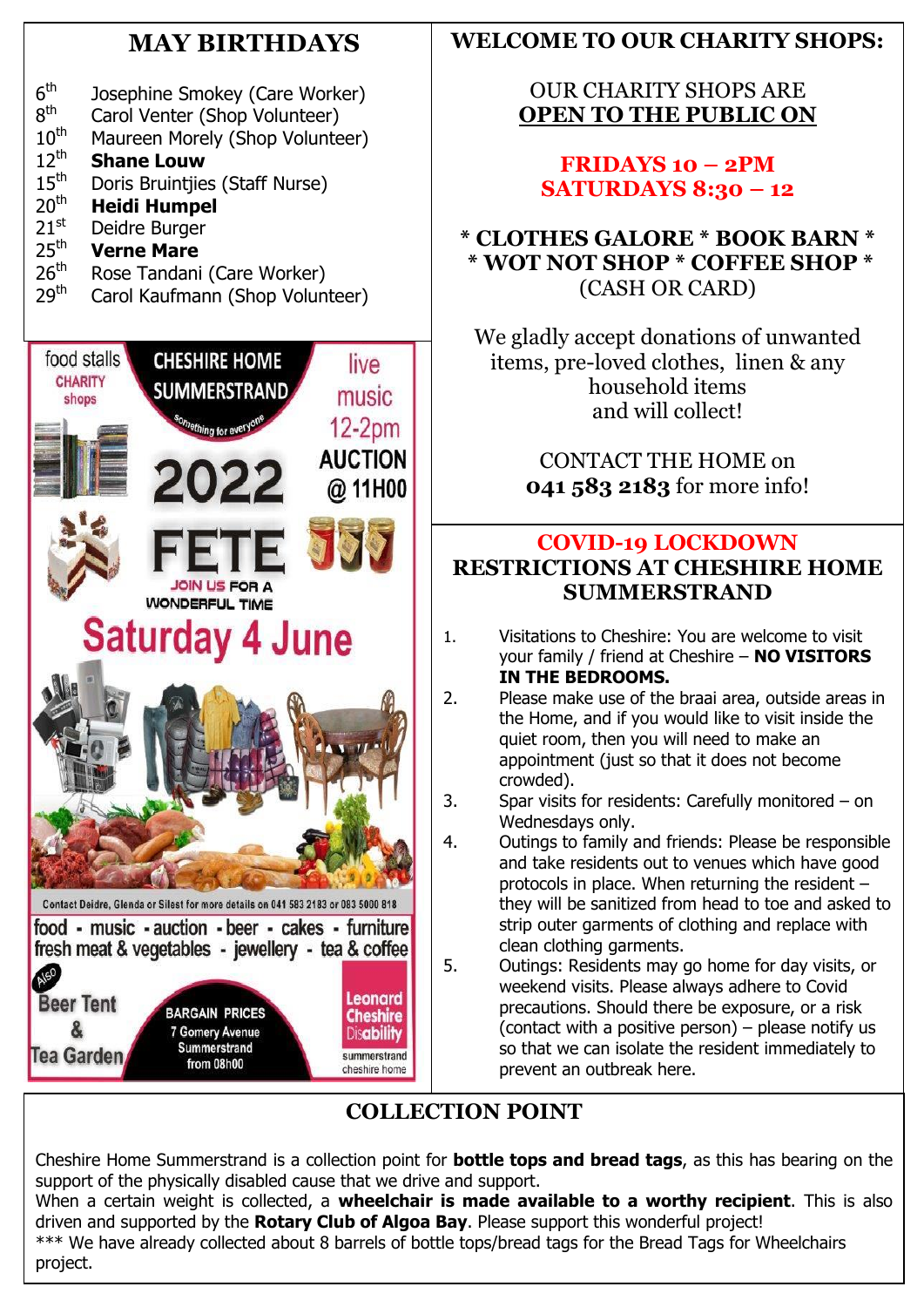## MAY BIRTHDAYS

6th Josephine Smokey (Care Worker)
8th Carol Venter (Shop Volunteer)
10th Maureen Morely (Shop Volunteer)
12th **Shane Louw**
15th Doris Bruintjies (Staff Nurse)
20th **Heidi Humpel**
21st Deidre Burger
25th **Verne Mare**
26th Rose Tandani (Care Worker)
29th Carol Kaufmann (Shop Volunteer)

food stalls
CHARITY shops
CHESHIRE HOME SUMMERSTRAND
something for everyone
live music 12-2pm
AUCTION @ 11H00
2022 FETE
JOIN US FOR A WONDERFUL TIME
Saturday 4 June
Contact Deidre, Glenda or Silest for more details on 041 583 2183 or 083 5000 818
food - music - auction - beer - cakes - furniture
fresh meat & vegetables - jewellery - tea & coffee
Also Beer Tent & Tea Garden
BARGAIN PRICES
7 Gomery Avenue Summerstrand from 08h00
Leonard Cheshire Disability
summerstrand cheshire home

## WELCOME TO OUR CHARITY SHOPS:

OUR CHARITY SHOPS ARE
**OPEN TO THE PUBLIC ON**

**FRIDAYS 10 – 2PM**
**SATURDAYS 8:30 – 12**

**\* CLOTHES GALORE \* BOOK BARN \***
**\* WOT NOT SHOP \* COFFEE SHOP \***
(CASH OR CARD)

We gladly accept donations of unwanted items, pre-loved clothes, linen & any household items and will collect!

CONTACT THE HOME on
**041 583 2183** for more info!

## COVID-19 LOCKDOWN RESTRICTIONS AT CHESHIRE HOME SUMMERSTRAND

1. Visitations to Cheshire: You are welcome to visit your family / friend at Cheshire – **NO VISITORS IN THE BEDROOMS.**
2. Please make use of the braai area, outside areas in the Home, and if you would like to visit inside the quiet room, then you will need to make an appointment (just so that it does not become crowded).
3. Spar visits for residents: Carefully monitored – on Wednesdays only.
4. Outings to family and friends: Please be responsible and take residents out to venues which have good protocols in place. When returning the resident – they will be sanitized from head to toe and asked to strip outer garments of clothing and replace with clean clothing garments.
5. Outings: Residents may go home for day visits, or weekend visits. Please always adhere to Covid precautions. Should there be exposure, or a risk (contact with a positive person) – please notify us so that we can isolate the resident immediately to prevent an outbreak here.

## COLLECTION POINT

Cheshire Home Summerstrand is a collection point for **bottle tops and bread tags**, as this has bearing on the support of the physically disabled cause that we drive and support.
When a certain weight is collected, a **wheelchair is made available to a worthy recipient**. This is also driven and supported by the **Rotary Club of Algoa Bay**. Please support this wonderful project!
\*\*\* We have already collected about 8 barrels of bottle tops/bread tags for the Bread Tags for Wheelchairs project.